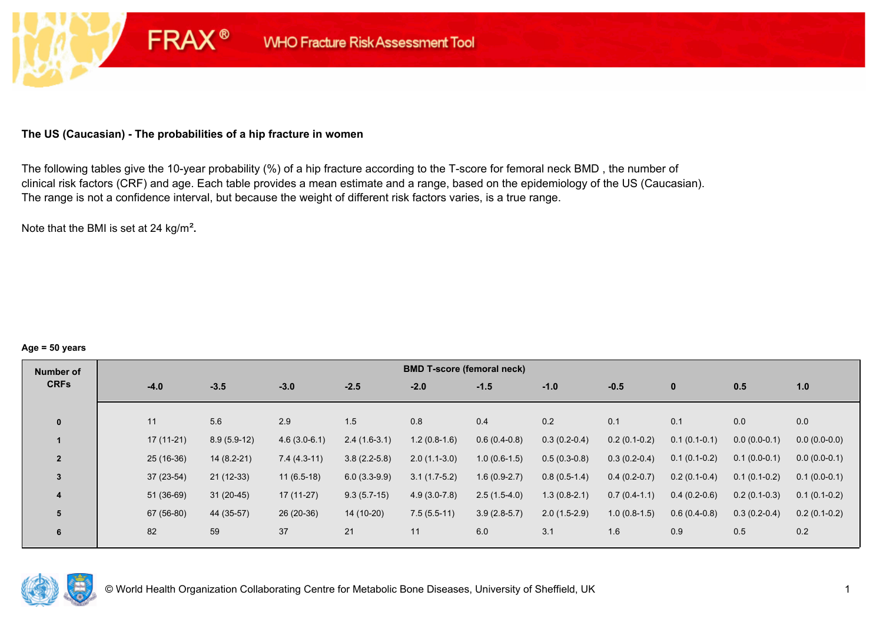FRAX® WHO Fracture Risk Assessment Tool

**The US (Caucasian) - The probabilities of a hip fracture in women**

The following tables give the 10-year probability (%) of a hip fracture according to the T-score for femoral neck BMD , the number of clinical risk factors (CRF) and age. Each table provides a mean estimate and a range, based on the epidemiology of the US (Caucasian). The range is not a confidence interval, but because the weight of different risk factors varies, is a true range.

Note that the BMI is set at 24 kg/m².

**Age = 50 years**

| Number of CRFs | BMD T-score (femoral neck) | | | | | | | | | | |
|---|---|---|---|---|---|---|---|---|---|---|---|
| | -4.0 | -3.5 | -3.0 | -2.5 | -2.0 | -1.5 | -1.0 | -0.5 | 0 | 0.5 | 1.0 |
| 0 | 11 | 5.6 | 2.9 | 1.5 | 0.8 | 0.4 | 0.2 | 0.1 | 0.1 | 0.0 | 0.0 |
| 1 | 17 (11-21) | 8.9 (5.9-12) | 4.6 (3.0-6.1) | 2.4 (1.6-3.1) | 1.2 (0.8-1.6) | 0.6 (0.4-0.8) | 0.3 (0.2-0.4) | 0.2 (0.1-0.2) | 0.1 (0.1-0.1) | 0.0 (0.0-0.1) | 0.0 (0.0-0.0) |
| 2 | 25 (16-36) | 14 (8.2-21) | 7.4 (4.3-11) | 3.8 (2.2-5.8) | 2.0 (1.1-3.0) | 1.0 (0.6-1.5) | 0.5 (0.3-0.8) | 0.3 (0.2-0.4) | 0.1 (0.1-0.2) | 0.1 (0.0-0.1) | 0.0 (0.0-0.1) |
| 3 | 37 (23-54) | 21 (12-33) | 11 (6.5-18) | 6.0 (3.3-9.9) | 3.1 (1.7-5.2) | 1.6 (0.9-2.7) | 0.8 (0.5-1.4) | 0.4 (0.2-0.7) | 0.2 (0.1-0.4) | 0.1 (0.1-0.2) | 0.1 (0.0-0.1) |
| 4 | 51 (36-69) | 31 (20-45) | 17 (11-27) | 9.3 (5.7-15) | 4.9 (3.0-7.8) | 2.5 (1.5-4.0) | 1.3 (0.8-2.1) | 0.7 (0.4-1.1) | 0.4 (0.2-0.6) | 0.2 (0.1-0.3) | 0.1 (0.1-0.2) |
| 5 | 67 (56-80) | 44 (35-57) | 26 (20-36) | 14 (10-20) | 7.5 (5.5-11) | 3.9 (2.8-5.7) | 2.0 (1.5-2.9) | 1.0 (0.8-1.5) | 0.6 (0.4-0.8) | 0.3 (0.2-0.4) | 0.2 (0.1-0.2) |
| 6 | 82 | 59 | 37 | 21 | 11 | 6.0 | 3.1 | 1.6 | 0.9 | 0.5 | 0.2 |

© World Health Organization Collaborating Centre for Metabolic Bone Diseases, University of Sheffield, UK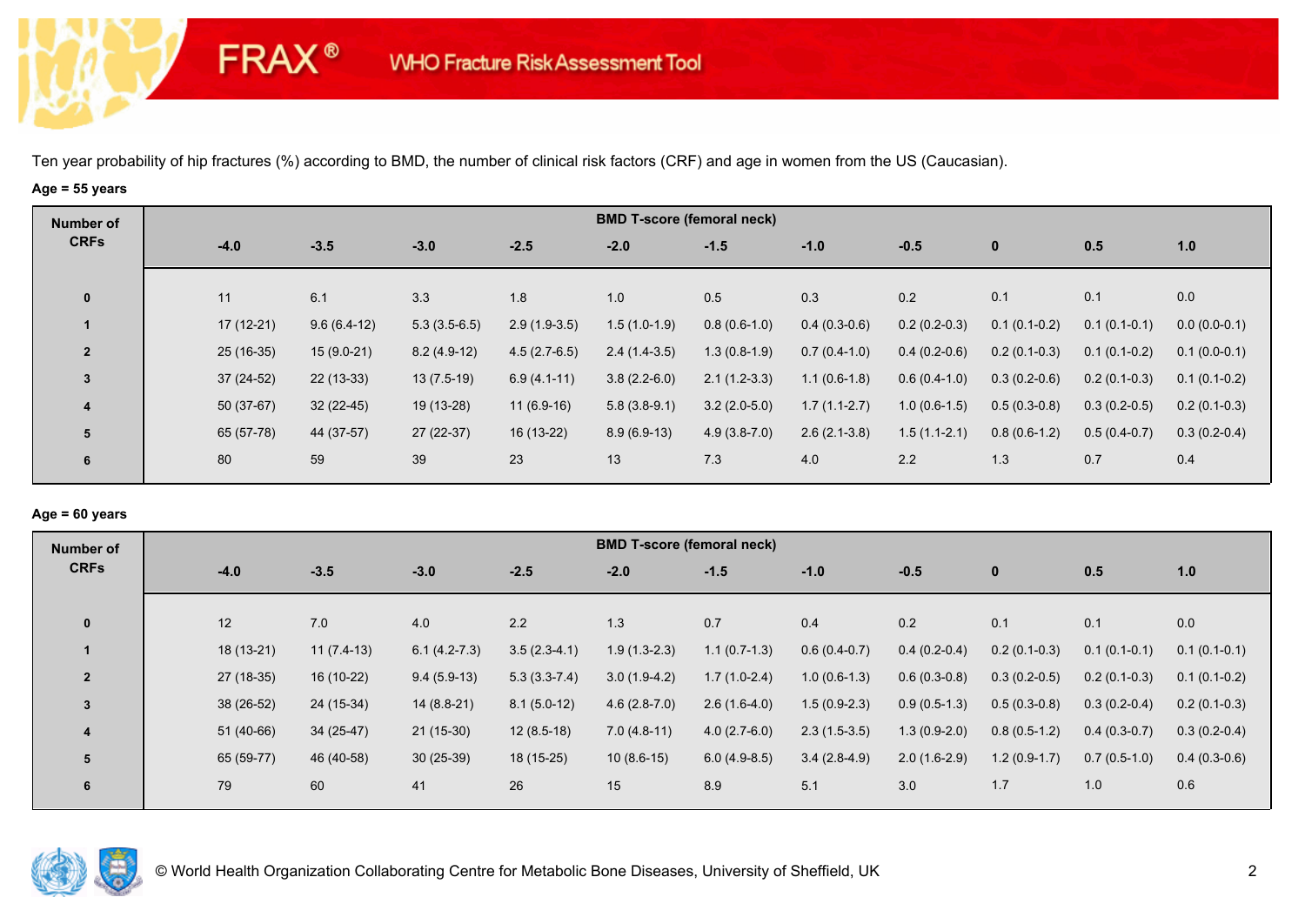Ten year probability of hip fractures (%) according to BMD, the number of clinical risk factors (CRF) and age in women from the US (Caucasian).

**Age = 55 years**

| Number of CRFs | BMD T-score (femoral neck) | | | | | | | | | | |
|---|---|---|---|---|---|---|---|---|---|---|---|
| | -4.0 | -3.5 | -3.0 | -2.5 | -2.0 | -1.5 | -1.0 | -0.5 | 0 | 0.5 | 1.0 |
| 0 | 11 | 6.1 | 3.3 | 1.8 | 1.0 | 0.5 | 0.3 | 0.2 | 0.1 | 0.1 | 0.0 |
| 1 | 17 (12-21) | 9.6 (6.4-12) | 5.3 (3.5-6.5) | 2.9 (1.9-3.5) | 1.5 (1.0-1.9) | 0.8 (0.6-1.0) | 0.4 (0.3-0.6) | 0.2 (0.2-0.3) | 0.1 (0.1-0.2) | 0.1 (0.1-0.1) | 0.0 (0.0-0.1) |
| 2 | 25 (16-35) | 15 (9.0-21) | 8.2 (4.9-12) | 4.5 (2.7-6.5) | 2.4 (1.4-3.5) | 1.3 (0.8-1.9) | 0.7 (0.4-1.0) | 0.4 (0.2-0.6) | 0.2 (0.1-0.3) | 0.1 (0.1-0.2) | 0.1 (0.0-0.1) |
| 3 | 37 (24-52) | 22 (13-33) | 13 (7.5-19) | 6.9 (4.1-11) | 3.8 (2.2-6.0) | 2.1 (1.2-3.3) | 1.1 (0.6-1.8) | 0.6 (0.4-1.0) | 0.3 (0.2-0.6) | 0.2 (0.1-0.3) | 0.1 (0.1-0.2) |
| 4 | 50 (37-67) | 32 (22-45) | 19 (13-28) | 11 (6.9-16) | 5.8 (3.8-9.1) | 3.2 (2.0-5.0) | 1.7 (1.1-2.7) | 1.0 (0.6-1.5) | 0.5 (0.3-0.8) | 0.3 (0.2-0.5) | 0.2 (0.1-0.3) |
| 5 | 65 (57-78) | 44 (37-57) | 27 (22-37) | 16 (13-22) | 8.9 (6.9-13) | 4.9 (3.8-7.0) | 2.6 (2.1-3.8) | 1.5 (1.1-2.1) | 0.8 (0.6-1.2) | 0.5 (0.4-0.7) | 0.3 (0.2-0.4) |
| 6 | 80 | 59 | 39 | 23 | 13 | 7.3 | 4.0 | 2.2 | 1.3 | 0.7 | 0.4 |

**Age = 60 years**

| Number of CRFs | BMD T-score (femoral neck) | | | | | | | | | | |
|---|---|---|---|---|---|---|---|---|---|---|---|
| | -4.0 | -3.5 | -3.0 | -2.5 | -2.0 | -1.5 | -1.0 | -0.5 | 0 | 0.5 | 1.0 |
| 0 | 12 | 7.0 | 4.0 | 2.2 | 1.3 | 0.7 | 0.4 | 0.2 | 0.1 | 0.1 | 0.0 |
| 1 | 18 (13-21) | 11 (7.4-13) | 6.1 (4.2-7.3) | 3.5 (2.3-4.1) | 1.9 (1.3-2.3) | 1.1 (0.7-1.3) | 0.6 (0.4-0.7) | 0.4 (0.2-0.4) | 0.2 (0.1-0.3) | 0.1 (0.1-0.1) | 0.1 (0.1-0.1) |
| 2 | 27 (18-35) | 16 (10-22) | 9.4 (5.9-13) | 5.3 (3.3-7.4) | 3.0 (1.9-4.2) | 1.7 (1.0-2.4) | 1.0 (0.6-1.3) | 0.6 (0.3-0.8) | 0.3 (0.2-0.5) | 0.2 (0.1-0.3) | 0.1 (0.1-0.2) |
| 3 | 38 (26-52) | 24 (15-34) | 14 (8.8-21) | 8.1 (5.0-12) | 4.6 (2.8-7.0) | 2.6 (1.6-4.0) | 1.5 (0.9-2.3) | 0.9 (0.5-1.3) | 0.5 (0.3-0.8) | 0.3 (0.2-0.4) | 0.2 (0.1-0.3) |
| 4 | 51 (40-66) | 34 (25-47) | 21 (15-30) | 12 (8.5-18) | 7.0 (4.8-11) | 4.0 (2.7-6.0) | 2.3 (1.5-3.5) | 1.3 (0.9-2.0) | 0.8 (0.5-1.2) | 0.4 (0.3-0.7) | 0.3 (0.2-0.4) |
| 5 | 65 (59-77) | 46 (40-58) | 30 (25-39) | 18 (15-25) | 10 (8.6-15) | 6.0 (4.9-8.5) | 3.4 (2.8-4.9) | 2.0 (1.6-2.9) | 1.2 (0.9-1.7) | 0.7 (0.5-1.0) | 0.4 (0.3-0.6) |
| 6 | 79 | 60 | 41 | 26 | 15 | 8.9 | 5.1 | 3.0 | 1.7 | 1.0 | 0.6 |

© World Health Organization Collaborating Centre for Metabolic Bone Diseases, University of Sheffield, UK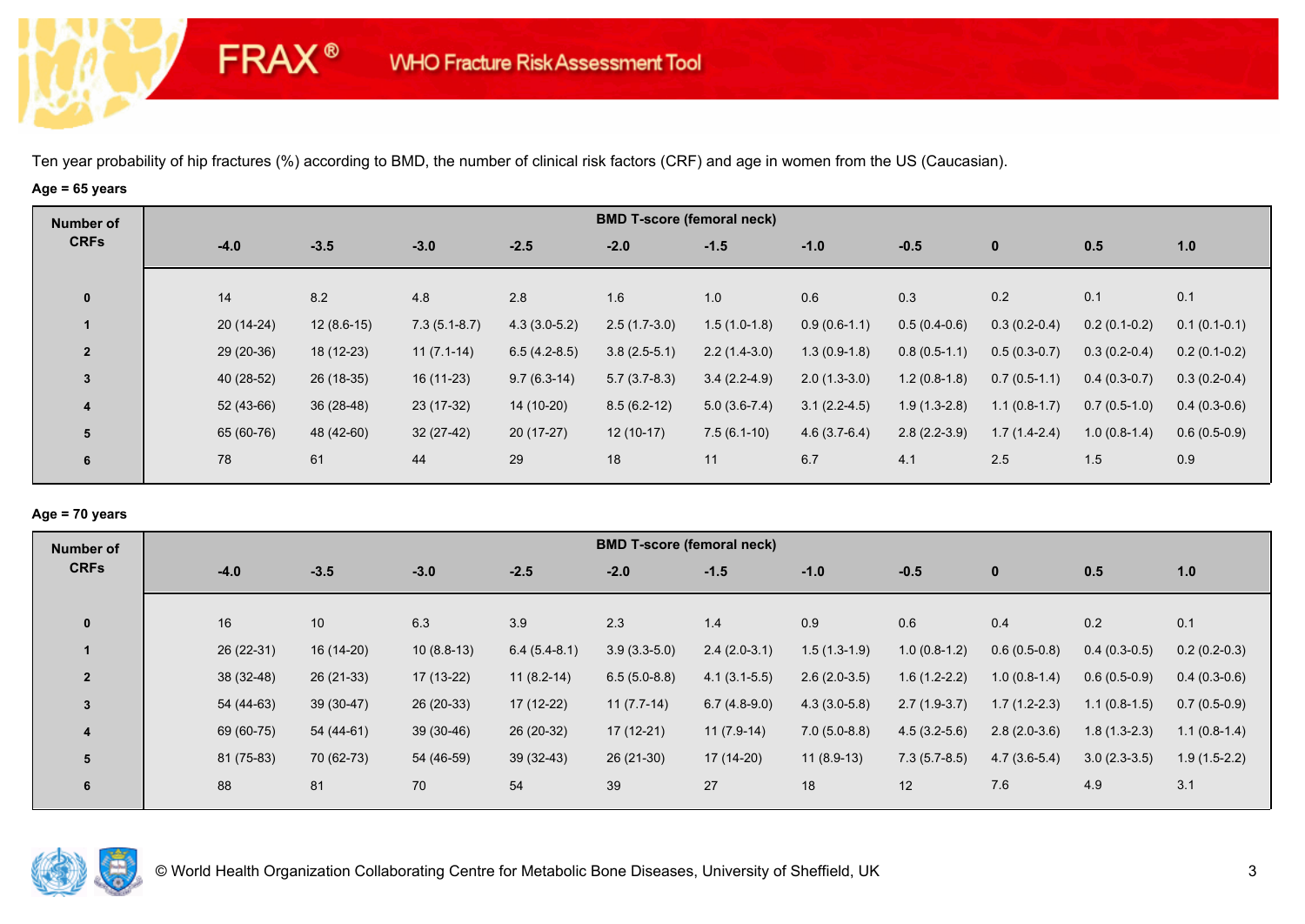FRAX® WHO Fracture Risk Assessment Tool

Ten year probability of hip fractures (%) according to BMD, the number of clinical risk factors (CRF) and age in women from the US (Caucasian).

**Age = 65 years**

| Number of CRFs | BMD T-score (femoral neck) | | | | | | | | | | |
|---|---|---|---|---|---|---|---|---|---|---|---|
| | -4.0 | -3.5 | -3.0 | -2.5 | -2.0 | -1.5 | -1.0 | -0.5 | 0 | 0.5 | 1.0 |
| 0 | 14 | 8.2 | 4.8 | 2.8 | 1.6 | 1.0 | 0.6 | 0.3 | 0.2 | 0.1 | 0.1 |
| 1 | 20 (14-24) | 12 (8.6-15) | 7.3 (5.1-8.7) | 4.3 (3.0-5.2) | 2.5 (1.7-3.0) | 1.5 (1.0-1.8) | 0.9 (0.6-1.1) | 0.5 (0.4-0.6) | 0.3 (0.2-0.4) | 0.2 (0.1-0.2) | 0.1 (0.1-0.1) |
| 2 | 29 (20-36) | 18 (12-23) | 11 (7.1-14) | 6.5 (4.2-8.5) | 3.8 (2.5-5.1) | 2.2 (1.4-3.0) | 1.3 (0.9-1.8) | 0.8 (0.5-1.1) | 0.5 (0.3-0.7) | 0.3 (0.2-0.4) | 0.2 (0.1-0.2) |
| 3 | 40 (28-52) | 26 (18-35) | 16 (11-23) | 9.7 (6.3-14) | 5.7 (3.7-8.3) | 3.4 (2.2-4.9) | 2.0 (1.3-3.0) | 1.2 (0.8-1.8) | 0.7 (0.5-1.1) | 0.4 (0.3-0.7) | 0.3 (0.2-0.4) |
| 4 | 52 (43-66) | 36 (28-48) | 23 (17-32) | 14 (10-20) | 8.5 (6.2-12) | 5.0 (3.6-7.4) | 3.1 (2.2-4.5) | 1.9 (1.3-2.8) | 1.1 (0.8-1.7) | 0.7 (0.5-1.0) | 0.4 (0.3-0.6) |
| 5 | 65 (60-76) | 48 (42-60) | 32 (27-42) | 20 (17-27) | 12 (10-17) | 7.5 (6.1-10) | 4.6 (3.7-6.4) | 2.8 (2.2-3.9) | 1.7 (1.4-2.4) | 1.0 (0.8-1.4) | 0.6 (0.5-0.9) |
| 6 | 78 | 61 | 44 | 29 | 18 | 11 | 6.7 | 4.1 | 2.5 | 1.5 | 0.9 |

**Age = 70 years**

| Number of CRFs | BMD T-score (femoral neck) | | | | | | | | | | |
|---|---|---|---|---|---|---|---|---|---|---|---|
| | -4.0 | -3.5 | -3.0 | -2.5 | -2.0 | -1.5 | -1.0 | -0.5 | 0 | 0.5 | 1.0 |
| 0 | 16 | 10 | 6.3 | 3.9 | 2.3 | 1.4 | 0.9 | 0.6 | 0.4 | 0.2 | 0.1 |
| 1 | 26 (22-31) | 16 (14-20) | 10 (8.8-13) | 6.4 (5.4-8.1) | 3.9 (3.3-5.0) | 2.4 (2.0-3.1) | 1.5 (1.3-1.9) | 1.0 (0.8-1.2) | 0.6 (0.5-0.8) | 0.4 (0.3-0.5) | 0.2 (0.2-0.3) |
| 2 | 38 (32-48) | 26 (21-33) | 17 (13-22) | 11 (8.2-14) | 6.5 (5.0-8.8) | 4.1 (3.1-5.5) | 2.6 (2.0-3.5) | 1.6 (1.2-2.2) | 1.0 (0.8-1.4) | 0.6 (0.5-0.9) | 0.4 (0.3-0.6) |
| 3 | 54 (44-63) | 39 (30-47) | 26 (20-33) | 17 (12-22) | 11 (7.7-14) | 6.7 (4.8-9.0) | 4.3 (3.0-5.8) | 2.7 (1.9-3.7) | 1.7 (1.2-2.3) | 1.1 (0.8-1.5) | 0.7 (0.5-0.9) |
| 4 | 69 (60-75) | 54 (44-61) | 39 (30-46) | 26 (20-32) | 17 (12-21) | 11 (7.9-14) | 7.0 (5.0-8.8) | 4.5 (3.2-5.6) | 2.8 (2.0-3.6) | 1.8 (1.3-2.3) | 1.1 (0.8-1.4) |
| 5 | 81 (75-83) | 70 (62-73) | 54 (46-59) | 39 (32-43) | 26 (21-30) | 17 (14-20) | 11 (8.9-13) | 7.3 (5.7-8.5) | 4.7 (3.6-5.4) | 3.0 (2.3-3.5) | 1.9 (1.5-2.2) |
| 6 | 88 | 81 | 70 | 54 | 39 | 27 | 18 | 12 | 7.6 | 4.9 | 3.1 |

© World Health Organization Collaborating Centre for Metabolic Bone Diseases, University of Sheffield, UK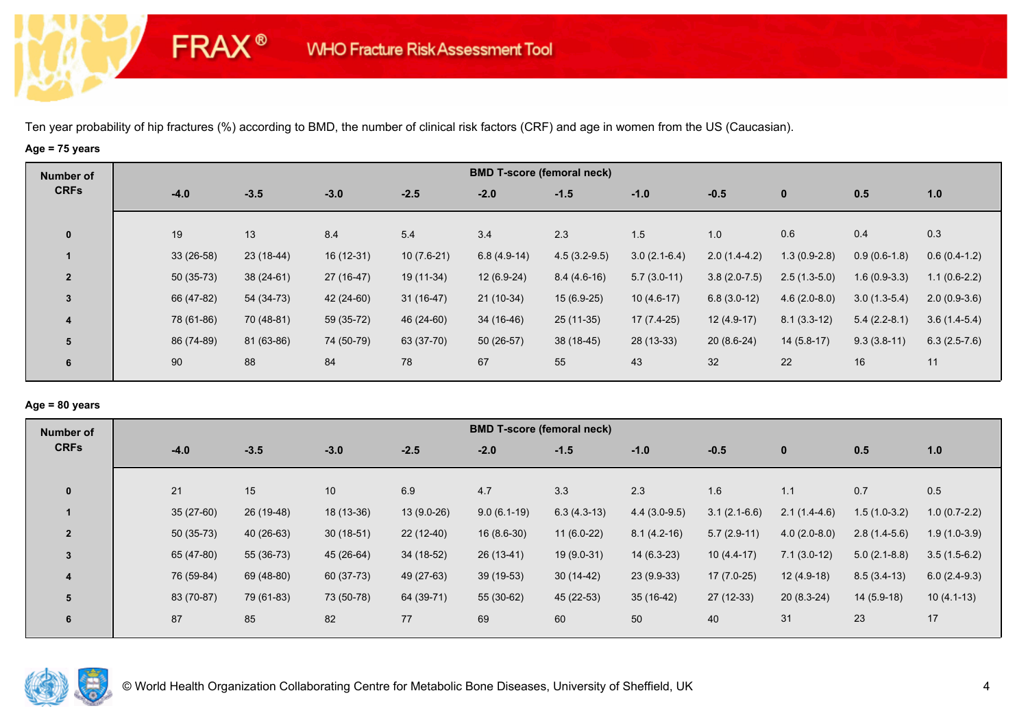FRAX® WHO Fracture Risk Assessment Tool

Ten year probability of hip fractures (%) according to BMD, the number of clinical risk factors (CRF) and age in women from the US (Caucasian).

**Age = 75 years**

| Number of CRFs | BMD T-score (femoral neck) | | | | | | | | | | |
|---|---|---|---|---|---|---|---|---|---|---|---|
| | -4.0 | -3.5 | -3.0 | -2.5 | -2.0 | -1.5 | -1.0 | -0.5 | 0 | 0.5 | 1.0 |
| 0 | 19 | 13 | 8.4 | 5.4 | 3.4 | 2.3 | 1.5 | 1.0 | 0.6 | 0.4 | 0.3 |
| 1 | 33 (26-58) | 23 (18-44) | 16 (12-31) | 10 (7.6-21) | 6.8 (4.9-14) | 4.5 (3.2-9.5) | 3.0 (2.1-6.4) | 2.0 (1.4-4.2) | 1.3 (0.9-2.8) | 0.9 (0.6-1.8) | 0.6 (0.4-1.2) |
| 2 | 50 (35-73) | 38 (24-61) | 27 (16-47) | 19 (11-34) | 12 (6.9-24) | 8.4 (4.6-16) | 5.7 (3.0-11) | 3.8 (2.0-7.5) | 2.5 (1.3-5.0) | 1.6 (0.9-3.3) | 1.1 (0.6-2.2) |
| 3 | 66 (47-82) | 54 (34-73) | 42 (24-60) | 31 (16-47) | 21 (10-34) | 15 (6.9-25) | 10 (4.6-17) | 6.8 (3.0-12) | 4.6 (2.0-8.0) | 3.0 (1.3-5.4) | 2.0 (0.9-3.6) |
| 4 | 78 (61-86) | 70 (48-81) | 59 (35-72) | 46 (24-60) | 34 (16-46) | 25 (11-35) | 17 (7.4-25) | 12 (4.9-17) | 8.1 (3.3-12) | 5.4 (2.2-8.1) | 3.6 (1.4-5.4) |
| 5 | 86 (74-89) | 81 (63-86) | 74 (50-79) | 63 (37-70) | 50 (26-57) | 38 (18-45) | 28 (13-33) | 20 (8.6-24) | 14 (5.8-17) | 9.3 (3.8-11) | 6.3 (2.5-7.6) |
| 6 | 90 | 88 | 84 | 78 | 67 | 55 | 43 | 32 | 22 | 16 | 11 |

**Age = 80 years**

| Number of CRFs | BMD T-score (femoral neck) | | | | | | | | | | |
|---|---|---|---|---|---|---|---|---|---|---|---|
| | -4.0 | -3.5 | -3.0 | -2.5 | -2.0 | -1.5 | -1.0 | -0.5 | 0 | 0.5 | 1.0 |
| 0 | 21 | 15 | 10 | 6.9 | 4.7 | 3.3 | 2.3 | 1.6 | 1.1 | 0.7 | 0.5 |
| 1 | 35 (27-60) | 26 (19-48) | 18 (13-36) | 13 (9.0-26) | 9.0 (6.1-19) | 6.3 (4.3-13) | 4.4 (3.0-9.5) | 3.1 (2.1-6.6) | 2.1 (1.4-4.6) | 1.5 (1.0-3.2) | 1.0 (0.7-2.2) |
| 2 | 50 (35-73) | 40 (26-63) | 30 (18-51) | 22 (12-40) | 16 (8.6-30) | 11 (6.0-22) | 8.1 (4.2-16) | 5.7 (2.9-11) | 4.0 (2.0-8.0) | 2.8 (1.4-5.6) | 1.9 (1.0-3.9) |
| 3 | 65 (47-80) | 55 (36-73) | 45 (26-64) | 34 (18-52) | 26 (13-41) | 19 (9.0-31) | 14 (6.3-23) | 10 (4.4-17) | 7.1 (3.0-12) | 5.0 (2.1-8.8) | 3.5 (1.5-6.2) |
| 4 | 76 (59-84) | 69 (48-80) | 60 (37-73) | 49 (27-63) | 39 (19-53) | 30 (14-42) | 23 (9.9-33) | 17 (7.0-25) | 12 (4.9-18) | 8.5 (3.4-13) | 6.0 (2.4-9.3) |
| 5 | 83 (70-87) | 79 (61-83) | 73 (50-78) | 64 (39-71) | 55 (30-62) | 45 (22-53) | 35 (16-42) | 27 (12-33) | 20 (8.3-24) | 14 (5.9-18) | 10 (4.1-13) |
| 6 | 87 | 85 | 82 | 77 | 69 | 60 | 50 | 40 | 31 | 23 | 17 |

© World Health Organization Collaborating Centre for Metabolic Bone Diseases, University of Sheffield, UK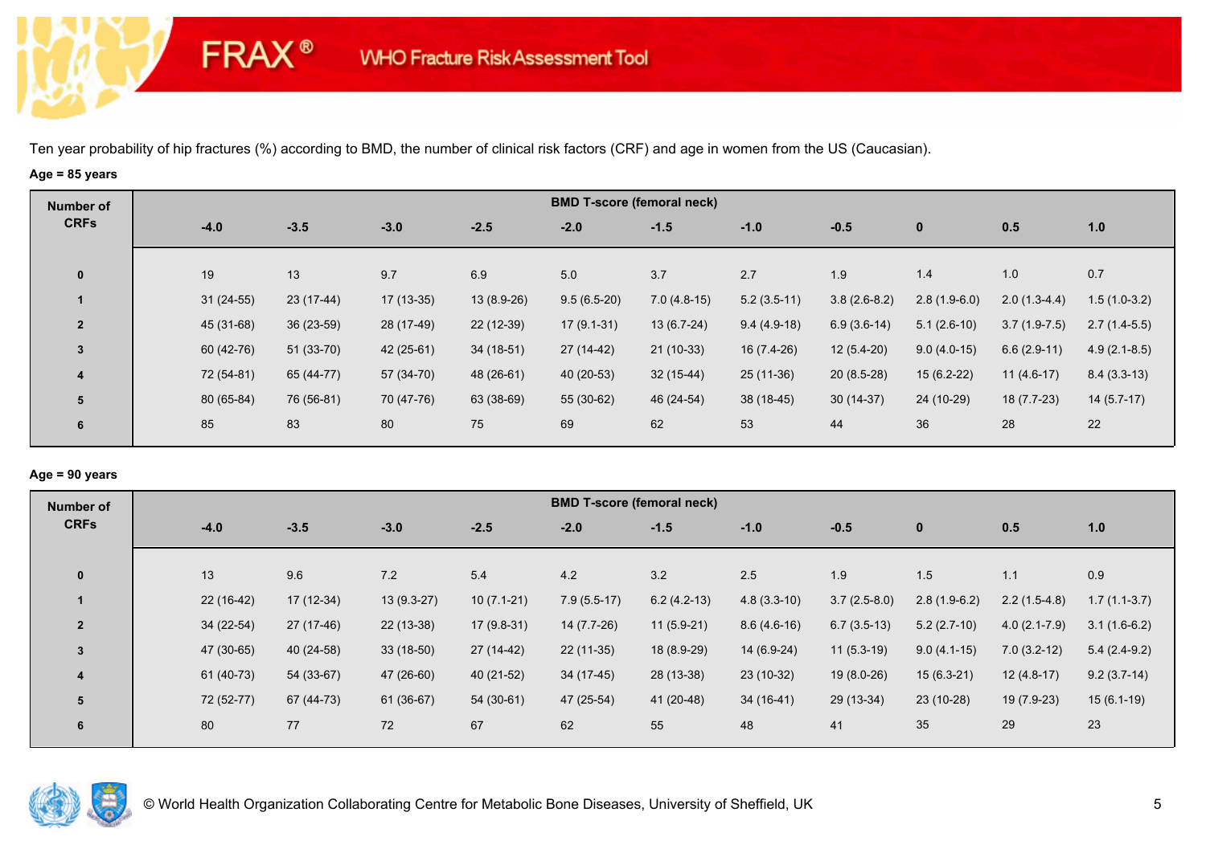# FRAX® WHO Fracture Risk Assessment Tool

Ten year probability of hip fractures (%) according to BMD, the number of clinical risk factors (CRF) and age in women from the US (Caucasian).

**Age = 85 years**

| Number of CRFs | BMD T-score (femoral neck) | | | | | | | | | | |
|---|---|---|---|---|---|---|---|---|---|---|---|
| | -4.0 | -3.5 | -3.0 | -2.5 | -2.0 | -1.5 | -1.0 | -0.5 | 0 | 0.5 | 1.0 |
| 0 | 19 | 13 | 9.7 | 6.9 | 5.0 | 3.7 | 2.7 | 1.9 | 1.4 | 1.0 | 0.7 |
| 1 | 31 (24-55) | 23 (17-44) | 17 (13-35) | 13 (8.9-26) | 9.5 (6.5-20) | 7.0 (4.8-15) | 5.2 (3.5-11) | 3.8 (2.6-8.2) | 2.8 (1.9-6.0) | 2.0 (1.3-4.4) | 1.5 (1.0-3.2) |
| 2 | 45 (31-68) | 36 (23-59) | 28 (17-49) | 22 (12-39) | 17 (9.1-31) | 13 (6.7-24) | 9.4 (4.9-18) | 6.9 (3.6-14) | 5.1 (2.6-10) | 3.7 (1.9-7.5) | 2.7 (1.4-5.5) |
| 3 | 60 (42-76) | 51 (33-70) | 42 (25-61) | 34 (18-51) | 27 (14-42) | 21 (10-33) | 16 (7.4-26) | 12 (5.4-20) | 9.0 (4.0-15) | 6.6 (2.9-11) | 4.9 (2.1-8.5) |
| 4 | 72 (54-81) | 65 (44-77) | 57 (34-70) | 48 (26-61) | 40 (20-53) | 32 (15-44) | 25 (11-36) | 20 (8.5-28) | 15 (6.2-22) | 11 (4.6-17) | 8.4 (3.3-13) |
| 5 | 80 (65-84) | 76 (56-81) | 70 (47-76) | 63 (38-69) | 55 (30-62) | 46 (24-54) | 38 (18-45) | 30 (14-37) | 24 (10-29) | 18 (7.7-23) | 14 (5.7-17) |
| 6 | 85 | 83 | 80 | 75 | 69 | 62 | 53 | 44 | 36 | 28 | 22 |

**Age = 90 years**

| Number of CRFs | BMD T-score (femoral neck) | | | | | | | | | | |
|---|---|---|---|---|---|---|---|---|---|---|---|
| | -4.0 | -3.5 | -3.0 | -2.5 | -2.0 | -1.5 | -1.0 | -0.5 | 0 | 0.5 | 1.0 |
| 0 | 13 | 9.6 | 7.2 | 5.4 | 4.2 | 3.2 | 2.5 | 1.9 | 1.5 | 1.1 | 0.9 |
| 1 | 22 (16-42) | 17 (12-34) | 13 (9.3-27) | 10 (7.1-21) | 7.9 (5.5-17) | 6.2 (4.2-13) | 4.8 (3.3-10) | 3.7 (2.5-8.0) | 2.8 (1.9-6.2) | 2.2 (1.5-4.8) | 1.7 (1.1-3.7) |
| 2 | 34 (22-54) | 27 (17-46) | 22 (13-38) | 17 (9.8-31) | 14 (7.7-26) | 11 (5.9-21) | 8.6 (4.6-16) | 6.7 (3.5-13) | 5.2 (2.7-10) | 4.0 (2.1-7.9) | 3.1 (1.6-6.2) |
| 3 | 47 (30-65) | 40 (24-58) | 33 (18-50) | 27 (14-42) | 22 (11-35) | 18 (8.9-29) | 14 (6.9-24) | 11 (5.3-19) | 9.0 (4.1-15) | 7.0 (3.2-12) | 5.4 (2.4-9.2) |
| 4 | 61 (40-73) | 54 (33-67) | 47 (26-60) | 40 (21-52) | 34 (17-45) | 28 (13-38) | 23 (10-32) | 19 (8.0-26) | 15 (6.3-21) | 12 (4.8-17) | 9.2 (3.7-14) |
| 5 | 72 (52-77) | 67 (44-73) | 61 (36-67) | 54 (30-61) | 47 (25-54) | 41 (20-48) | 34 (16-41) | 29 (13-34) | 23 (10-28) | 19 (7.9-23) | 15 (6.1-19) |
| 6 | 80 | 77 | 72 | 67 | 62 | 55 | 48 | 41 | 35 | 29 | 23 |

© World Health Organization Collaborating Centre for Metabolic Bone Diseases, University of Sheffield, UK